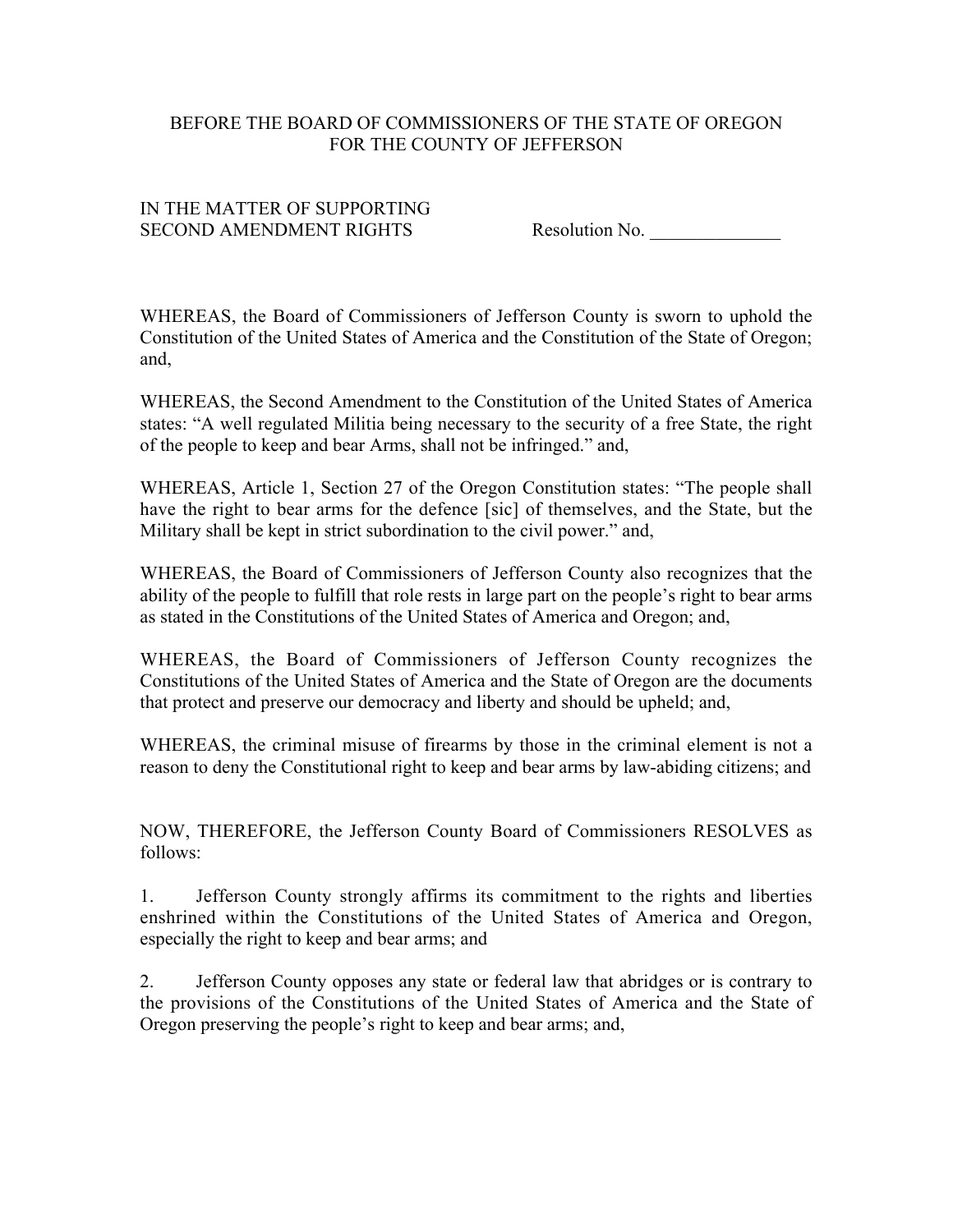BEFORE THE BOARD OF COMMISSIONERS OF THE STATE OF OREGON
FOR THE COUNTY OF JEFFERSON

IN THE MATTER OF SUPPORTING
SECOND AMENDMENT RIGHTS Resolution No. ______________

WHEREAS, the Board of Commissioners of Jefferson County is sworn to uphold the Constitution of the United States of America and the Constitution of the State of Oregon; and,

WHEREAS, the Second Amendment to the Constitution of the United States of America states: "A well regulated Militia being necessary to the security of a free State, the right of the people to keep and bear Arms, shall not be infringed." and,

WHEREAS, Article 1, Section 27 of the Oregon Constitution states: "The people shall have the right to bear arms for the defence [sic] of themselves, and the State, but the Military shall be kept in strict subordination to the civil power." and,

WHEREAS, the Board of Commissioners of Jefferson County also recognizes that the ability of the people to fulfill that role rests in large part on the people's right to bear arms as stated in the Constitutions of the United States of America and Oregon; and,

WHEREAS, the Board of Commissioners of Jefferson County recognizes the Constitutions of the United States of America and the State of Oregon are the documents that protect and preserve our democracy and liberty and should be upheld; and,

WHEREAS, the criminal misuse of firearms by those in the criminal element is not a reason to deny the Constitutional right to keep and bear arms by law-abiding citizens; and

NOW, THEREFORE, the Jefferson County Board of Commissioners RESOLVES as follows:

1. Jefferson County strongly affirms its commitment to the rights and liberties enshrined within the Constitutions of the United States of America and Oregon, especially the right to keep and bear arms; and

2. Jefferson County opposes any state or federal law that abridges or is contrary to the provisions of the Constitutions of the United States of America and the State of Oregon preserving the people's right to keep and bear arms; and,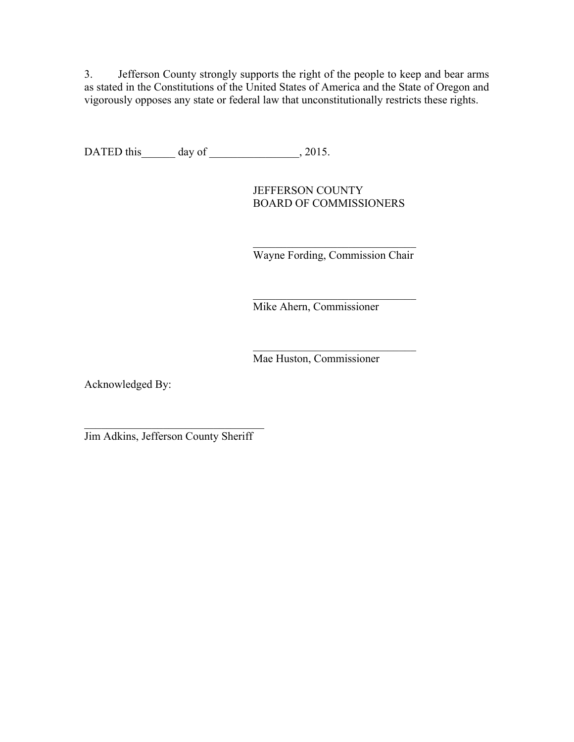3. Jefferson County strongly supports the right of the people to keep and bear arms as stated in the Constitutions of the United States of America and the State of Oregon and vigorously opposes any state or federal law that unconstitutionally restricts these rights.

DATED this______ day of ________________, 2015.

JEFFERSON COUNTY
BOARD OF COMMISSIONERS

______________________________
Wayne Fording, Commission Chair

______________________________
Mike Ahern, Commissioner

______________________________
Mae Huston, Commissioner

Acknowledged By:

_________________________________
Jim Adkins, Jefferson County Sheriff